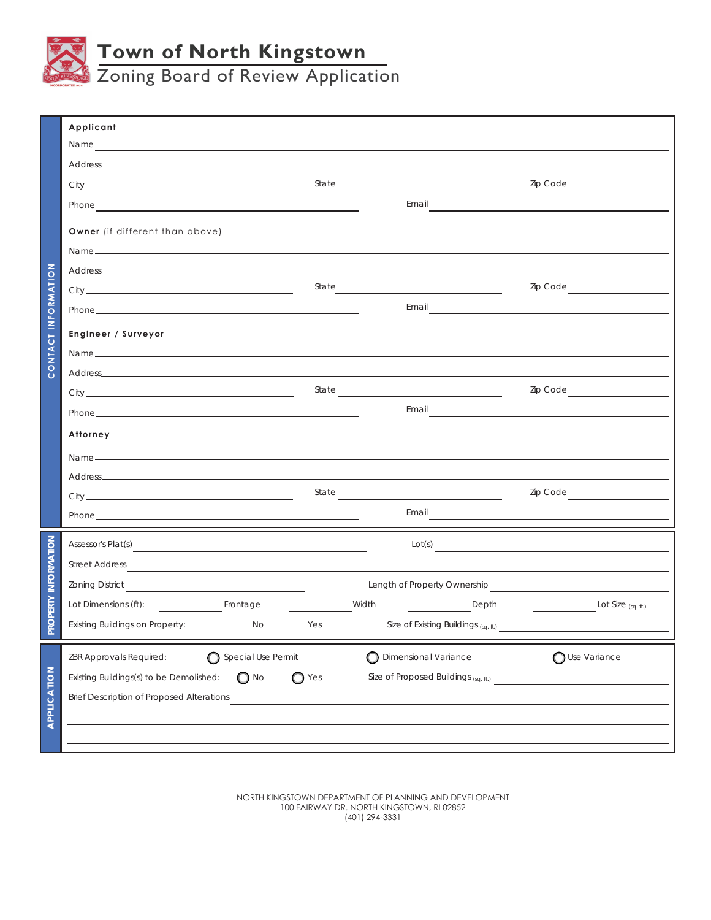# Town of North Kingstown

## Zoning Board of Review Application

## CONTACT INFORMATION

**Applicant**

Name ______________________________

Address ______________________________

City ______________ State ______________ Zip Code ______________

Phone ______________ Email ______________

**Owner** (if different than above)

Name ______________________________

Address ______________________________

City ______________ State ______________ Zip Code ______________

Phone ______________ Email ______________

**Engineer / Surveyor**

Name ______________________________

Address ______________________________

City ______________ State ______________ Zip Code ______________

Phone ______________ Email ______________

**Attorney**

Name ______________________________

Address ______________________________

City ______________ State ______________ Zip Code ______________

Phone ______________ Email ______________

## PROPERTY INFORMATION

Assessor's Plat(s) ______________ Lot(s) ______________

Street Address ______________________________

Zoning District ______________ Length of Property Ownership ______________

Lot Dimensions (ft): ______ Frontage ______ Width ______ Depth ______ Lot Size (sq. ft.)

Existing Buildings on Property: No Yes Size of Existing Buildings (sq. ft.) ______________

## APPLICATION

ZBR Approvals Required: ◯ Special Use Permit ◯ Dimensional Variance ◯ Use Variance

Existing Buildings(s) to be Demolished: ◯ No ◯ Yes Size of Proposed Buildings (sq. ft.) ______________

Brief Description of Proposed Alterations ______________________________

______________________________

______________________________

NORTH KINGSTOWN DEPARTMENT OF PLANNING AND DEVELOPMENT
100 FAIRWAY DR. NORTH KINGSTOWN, RI 02852
(401) 294-3331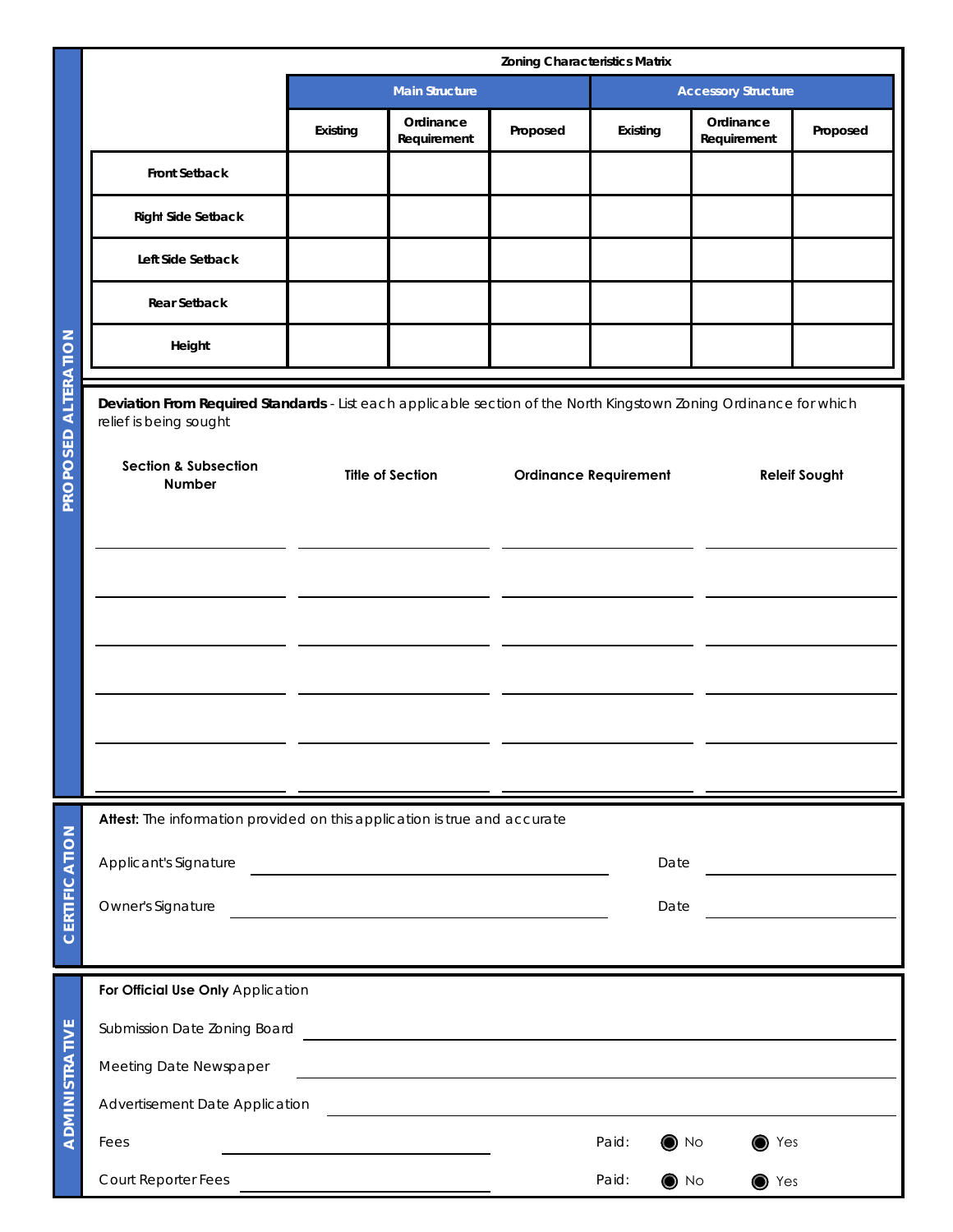## PROPOSED ALTERATION

**Zoning Characteristics Matrix**

| | Main Structure | | | Accessory Structure | | |
|---|---|---|---|---|---|---|
| | Existing | Ordinance Requirement | Proposed | Existing | Ordinance Requirement | Proposed |
| Front Setback | | | | | | |
| Right Side Setback | | | | | | |
| Left Side Setback | | | | | | |
| Rear Setback | | | | | | |
| Height | | | | | | |

**Deviation From Required Standards** - List each applicable section of the North Kingstown Zoning Ordinance for which relief is being sought

| Section & Subsection Number | Title of Section | Ordinance Requirement | Releif Sought |
|---|---|---|---|
| | | | |
| | | | |
| | | | |
| | | | |
| | | | |
| | | | |

## CERTIFICATION

**Attest:** The information provided on this application is true and accurate

Applicant's Signature ______________________ Date ____________

Owner's Signature ______________________ Date ____________

## ADMINISTRATIVE

**For Official Use Only** Application

Submission Date Zoning Board ______________________

Meeting Date Newspaper ______________________

Advertisement Date Application ______________________

Fees ______________________ Paid: ◉ No ◉ Yes

Court Reporter Fees ______________________ Paid: ◉ No ◉ Yes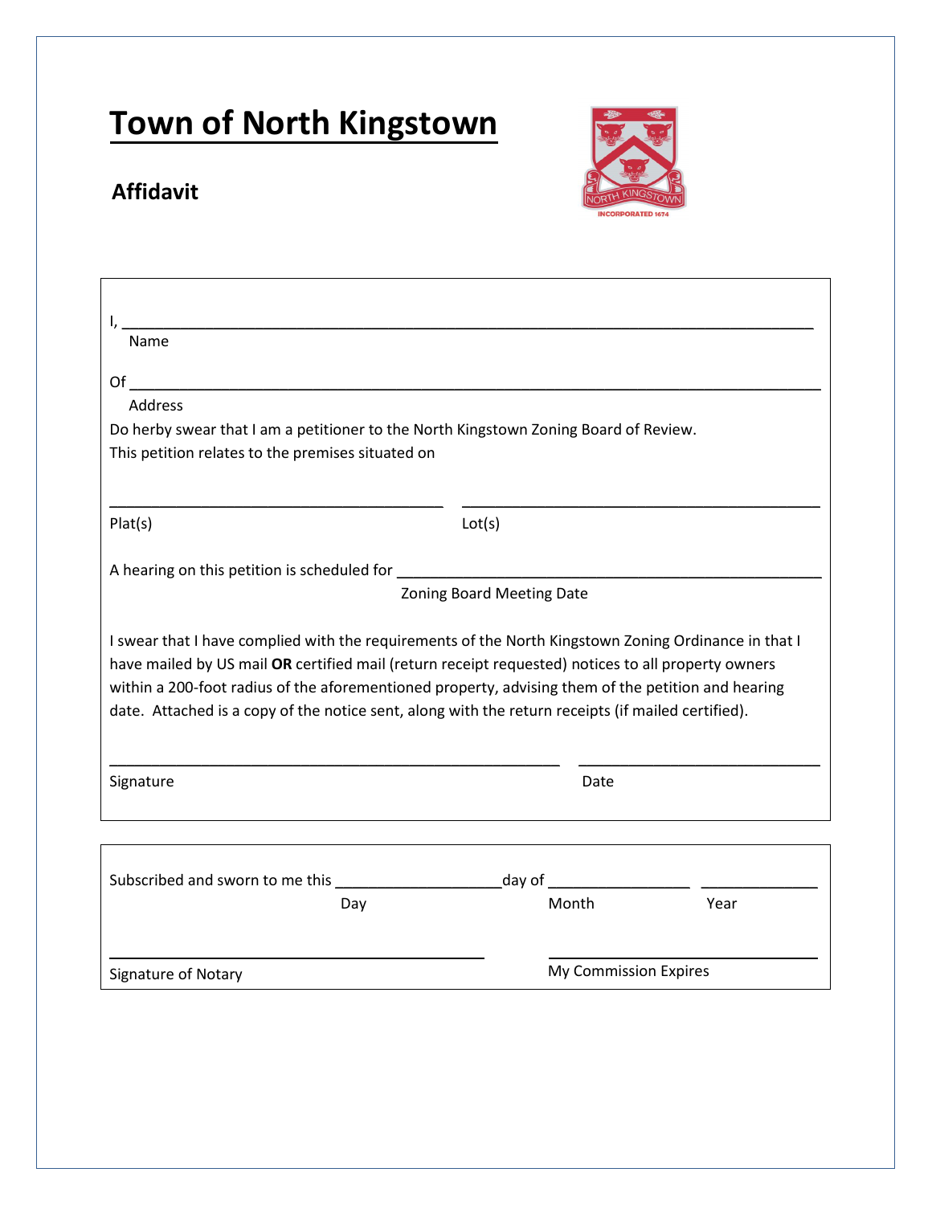# Town of North Kingstown

## Affidavit

I, ______________________________________________________________________________

Name

Of ______________________________________________________________________________

Address

Do herby swear that I am a petitioner to the North Kingstown Zoning Board of Review.
This petition relates to the premises situated on

______________________________________ ______________________________________

Plat(s) Lot(s)

A hearing on this petition is scheduled for ______________________________________

Zoning Board Meeting Date

I swear that I have complied with the requirements of the North Kingstown Zoning Ordinance in that I have mailed by US mail **OR** certified mail (return receipt requested) notices to all property owners within a 200-foot radius of the aforementioned property, advising them of the petition and hearing date. Attached is a copy of the notice sent, along with the return receipts (if mailed certified).

__________________________________________________ __________________________

Signature Date

Subscribed and sworn to me this ____________________day of ________________ _____________

Day Month Year

__________________________________________ ______________________________

Signature of Notary My Commission Expires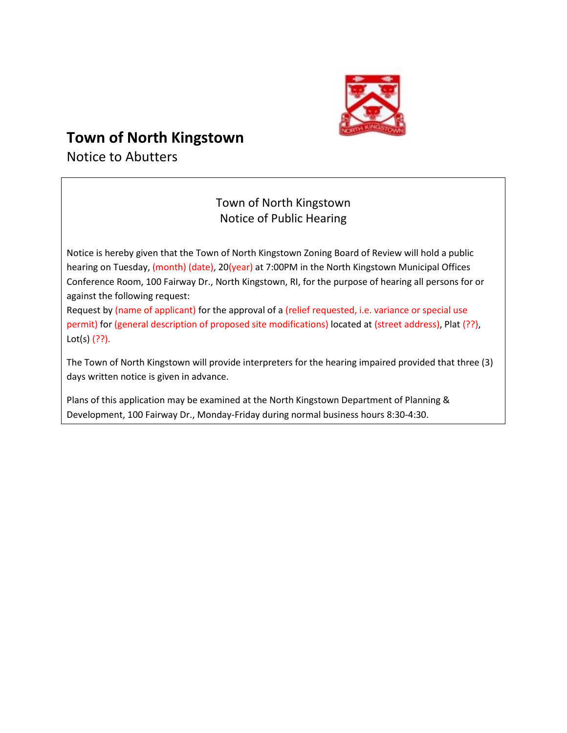# Town of North Kingstown

Notice to Abutters

Town of North Kingstown
Notice of Public Hearing

Notice is hereby given that the Town of North Kingstown Zoning Board of Review will hold a public hearing on Tuesday, (month) (date), 20(year) at 7:00PM in the North Kingstown Municipal Offices Conference Room, 100 Fairway Dr., North Kingstown, RI, for the purpose of hearing all persons for or against the following request:
Request by (name of applicant) for the approval of a (relief requested, i.e. variance or special use permit) for (general description of proposed site modifications) located at (street address), Plat (??), Lot(s) (??).

The Town of North Kingstown will provide interpreters for the hearing impaired provided that three (3) days written notice is given in advance.

Plans of this application may be examined at the North Kingstown Department of Planning & Development, 100 Fairway Dr., Monday-Friday during normal business hours 8:30-4:30.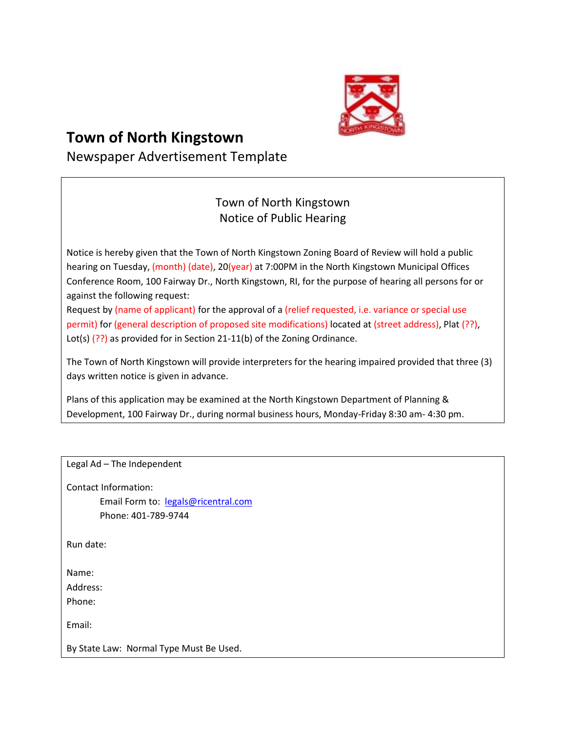# Town of North Kingstown

Newspaper Advertisement Template

Town of North Kingstown
Notice of Public Hearing

Notice is hereby given that the Town of North Kingstown Zoning Board of Review will hold a public hearing on Tuesday, (month) (date), 20(year) at 7:00PM in the North Kingstown Municipal Offices Conference Room, 100 Fairway Dr., North Kingstown, RI, for the purpose of hearing all persons for or against the following request:

Request by (name of applicant) for the approval of a (relief requested, i.e. variance or special use permit) for (general description of proposed site modifications) located at (street address), Plat (??), Lot(s) (??) as provided for in Section 21-11(b) of the Zoning Ordinance.

The Town of North Kingstown will provide interpreters for the hearing impaired provided that three (3) days written notice is given in advance.

Plans of this application may be examined at the North Kingstown Department of Planning & Development, 100 Fairway Dr., during normal business hours, Monday-Friday 8:30 am- 4:30 pm.

---

Legal Ad – The Independent

Contact Information:

Email Form to: legals@ricentral.com
Phone: 401-789-9744

Run date:

Name:
Address:
Phone:

Email:

By State Law: Normal Type Must Be Used.